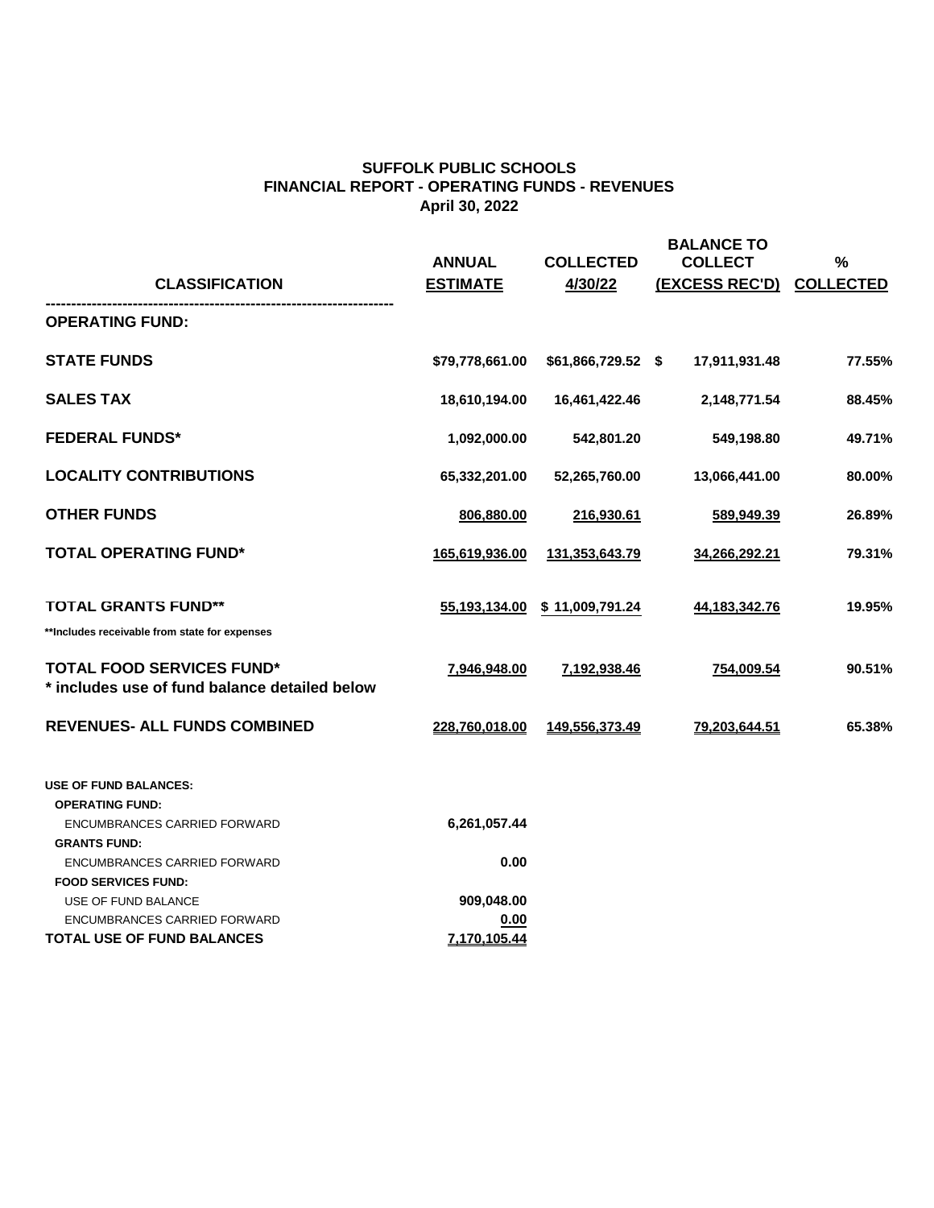# SUFFOLK PUBLIC SCHOOLS
## FINANCIAL REPORT - OPERATING FUNDS - REVENUES
### April 30, 2022

| CLASSIFICATION | ANNUAL ESTIMATE | COLLECTED 4/30/22 | BALANCE TO COLLECT (EXCESS REC'D) | % COLLECTED |
|---|---|---|---|---|
| **OPERATING FUND:** | | | | |
| **STATE FUNDS** | $79,778,661.00 | $61,866,729.52 | $ 17,911,931.48 | 77.55% |
| **SALES TAX** | 18,610,194.00 | 16,461,422.46 | 2,148,771.54 | 88.45% |
| **FEDERAL FUNDS*** | 1,092,000.00 | 542,801.20 | 549,198.80 | 49.71% |
| **LOCALITY CONTRIBUTIONS** | 65,332,201.00 | 52,265,760.00 | 13,066,441.00 | 80.00% |
| **OTHER FUNDS** | 806,880.00 | 216,930.61 | 589,949.39 | 26.89% |
| **TOTAL OPERATING FUND*** | 165,619,936.00 | 131,353,643.79 | 34,266,292.21 | 79.31% |
| **TOTAL GRANTS FUND**** | 55,193,134.00 | $ 11,009,791.24 | 44,183,342.76 | 19.95% |
| **Includes receivable from state for expenses | | | | |
| **TOTAL FOOD SERVICES FUND*** <br> * includes use of fund balance detailed below | 7,946,948.00 | 7,192,938.46 | 754,009.54 | 90.51% |
| **REVENUES- ALL FUNDS COMBINED** | 228,760,018.00 | 149,556,373.49 | 79,203,644.51 | 65.38% |

| USE OF FUND BALANCES: | |
|---|---|
| **OPERATING FUND:** | |
| ENCUMBRANCES CARRIED FORWARD | 6,261,057.44 |
| **GRANTS FUND:** | |
| ENCUMBRANCES CARRIED FORWARD | 0.00 |
| **FOOD SERVICES FUND:** | |
| USE OF FUND BALANCE | 909,048.00 |
| ENCUMBRANCES CARRIED FORWARD | 0.00 |
| **TOTAL USE OF FUND BALANCES** | 7,170,105.44 |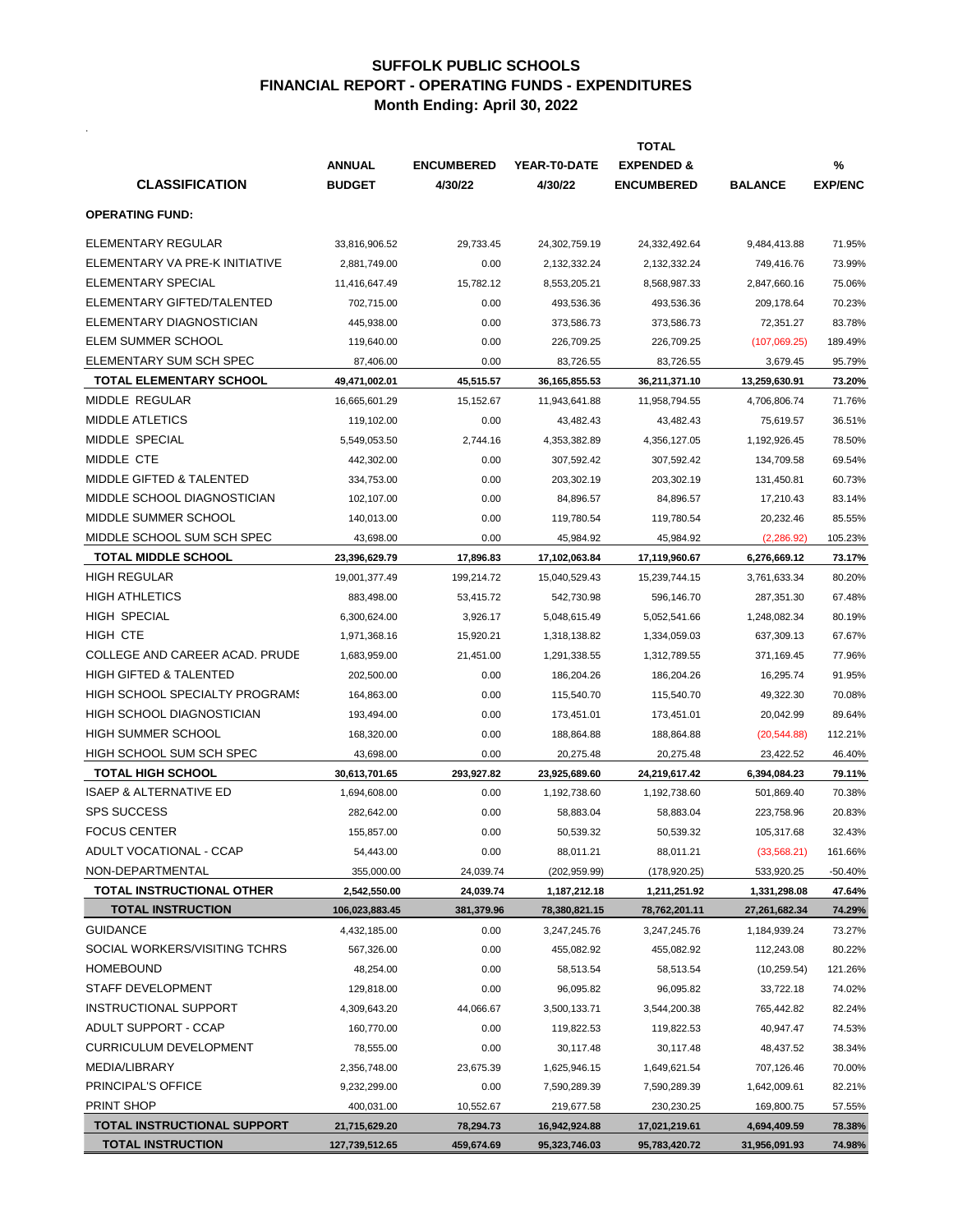# SUFFOLK PUBLIC SCHOOLS
## FINANCIAL REPORT - OPERATING FUNDS - EXPENDITURES
### Month Ending: April 30, 2022

| CLASSIFICATION | ANNUAL BUDGET | ENCUMBERED 4/30/22 | YEAR-T0-DATE 4/30/22 | TOTAL EXPENDED & ENCUMBERED | BALANCE | % EXP/ENC |
|---|---|---|---|---|---|---|
| **OPERATING FUND:** | | | | | | |
| ELEMENTARY REGULAR | 33,816,906.52 | 29,733.45 | 24,302,759.19 | 24,332,492.64 | 9,484,413.88 | 71.95% |
| ELEMENTARY VA PRE-K INITIATIVE | 2,881,749.00 | 0.00 | 2,132,332.24 | 2,132,332.24 | 749,416.76 | 73.99% |
| ELEMENTARY SPECIAL | 11,416,647.49 | 15,782.12 | 8,553,205.21 | 8,568,987.33 | 2,847,660.16 | 75.06% |
| ELEMENTARY GIFTED/TALENTED | 702,715.00 | 0.00 | 493,536.36 | 493,536.36 | 209,178.64 | 70.23% |
| ELEMENTARY DIAGNOSTICIAN | 445,938.00 | 0.00 | 373,586.73 | 373,586.73 | 72,351.27 | 83.78% |
| ELEM SUMMER SCHOOL | 119,640.00 | 0.00 | 226,709.25 | 226,709.25 | (107,069.25) | 189.49% |
| ELEMENTARY SUM SCH SPEC | 87,406.00 | 0.00 | 83,726.55 | 83,726.55 | 3,679.45 | 95.79% |
| **TOTAL ELEMENTARY SCHOOL** | **49,471,002.01** | **45,515.57** | **36,165,855.53** | **36,211,371.10** | **13,259,630.91** | **73.20%** |
| MIDDLE REGULAR | 16,665,601.29 | 15,152.67 | 11,943,641.88 | 11,958,794.55 | 4,706,806.74 | 71.76% |
| MIDDLE ATLETICS | 119,102.00 | 0.00 | 43,482.43 | 43,482.43 | 75,619.57 | 36.51% |
| MIDDLE SPECIAL | 5,549,053.50 | 2,744.16 | 4,353,382.89 | 4,356,127.05 | 1,192,926.45 | 78.50% |
| MIDDLE CTE | 442,302.00 | 0.00 | 307,592.42 | 307,592.42 | 134,709.58 | 69.54% |
| MIDDLE GIFTED & TALENTED | 334,753.00 | 0.00 | 203,302.19 | 203,302.19 | 131,450.81 | 60.73% |
| MIDDLE SCHOOL DIAGNOSTICIAN | 102,107.00 | 0.00 | 84,896.57 | 84,896.57 | 17,210.43 | 83.14% |
| MIDDLE SUMMER SCHOOL | 140,013.00 | 0.00 | 119,780.54 | 119,780.54 | 20,232.46 | 85.55% |
| MIDDLE SCHOOL SUM SCH SPEC | 43,698.00 | 0.00 | 45,984.92 | 45,984.92 | (2,286.92) | 105.23% |
| **TOTAL MIDDLE SCHOOL** | **23,396,629.79** | **17,896.83** | **17,102,063.84** | **17,119,960.67** | **6,276,669.12** | **73.17%** |
| HIGH REGULAR | 19,001,377.49 | 199,214.72 | 15,040,529.43 | 15,239,744.15 | 3,761,633.34 | 80.20% |
| HIGH ATHLETICS | 883,498.00 | 53,415.72 | 542,730.98 | 596,146.70 | 287,351.30 | 67.48% |
| HIGH SPECIAL | 6,300,624.00 | 3,926.17 | 5,048,615.49 | 5,052,541.66 | 1,248,082.34 | 80.19% |
| HIGH CTE | 1,971,368.16 | 15,920.21 | 1,318,138.82 | 1,334,059.03 | 637,309.13 | 67.67% |
| COLLEGE AND CAREER ACAD. PRUDE | 1,683,959.00 | 21,451.00 | 1,291,338.55 | 1,312,789.55 | 371,169.45 | 77.96% |
| HIGH GIFTED & TALENTED | 202,500.00 | 0.00 | 186,204.26 | 186,204.26 | 16,295.74 | 91.95% |
| HIGH SCHOOL SPECIALTY PROGRAMS | 164,863.00 | 0.00 | 115,540.70 | 115,540.70 | 49,322.30 | 70.08% |
| HIGH SCHOOL DIAGNOSTICIAN | 193,494.00 | 0.00 | 173,451.01 | 173,451.01 | 20,042.99 | 89.64% |
| HIGH SUMMER SCHOOL | 168,320.00 | 0.00 | 188,864.88 | 188,864.88 | (20,544.88) | 112.21% |
| HIGH SCHOOL SUM SCH SPEC | 43,698.00 | 0.00 | 20,275.48 | 20,275.48 | 23,422.52 | 46.40% |
| **TOTAL HIGH SCHOOL** | **30,613,701.65** | **293,927.82** | **23,925,689.60** | **24,219,617.42** | **6,394,084.23** | **79.11%** |
| ISAEP & ALTERNATIVE ED | 1,694,608.00 | 0.00 | 1,192,738.60 | 1,192,738.60 | 501,869.40 | 70.38% |
| SPS SUCCESS | 282,642.00 | 0.00 | 58,883.04 | 58,883.04 | 223,758.96 | 20.83% |
| FOCUS CENTER | 155,857.00 | 0.00 | 50,539.32 | 50,539.32 | 105,317.68 | 32.43% |
| ADULT VOCATIONAL - CCAP | 54,443.00 | 0.00 | 88,011.21 | 88,011.21 | (33,568.21) | 161.66% |
| NON-DEPARTMENTAL | 355,000.00 | 24,039.74 | (202,959.99) | (178,920.25) | 533,920.25 | -50.40% |
| **TOTAL INSTRUCTIONAL OTHER** | **2,542,550.00** | **24,039.74** | **1,187,212.18** | **1,211,251.92** | **1,331,298.08** | **47.64%** |
| **TOTAL INSTRUCTION** | **106,023,883.45** | **381,379.96** | **78,380,821.15** | **78,762,201.11** | **27,261,682.34** | **74.29%** |
| GUIDANCE | 4,432,185.00 | 0.00 | 3,247,245.76 | 3,247,245.76 | 1,184,939.24 | 73.27% |
| SOCIAL WORKERS/VISITING TCHRS | 567,326.00 | 0.00 | 455,082.92 | 455,082.92 | 112,243.08 | 80.22% |
| HOMEBOUND | 48,254.00 | 0.00 | 58,513.54 | 58,513.54 | (10,259.54) | 121.26% |
| STAFF DEVELOPMENT | 129,818.00 | 0.00 | 96,095.82 | 96,095.82 | 33,722.18 | 74.02% |
| INSTRUCTIONAL SUPPORT | 4,309,643.20 | 44,066.67 | 3,500,133.71 | 3,544,200.38 | 765,442.82 | 82.24% |
| ADULT SUPPORT - CCAP | 160,770.00 | 0.00 | 119,822.53 | 119,822.53 | 40,947.47 | 74.53% |
| CURRICULUM DEVELOPMENT | 78,555.00 | 0.00 | 30,117.48 | 30,117.48 | 48,437.52 | 38.34% |
| MEDIA/LIBRARY | 2,356,748.00 | 23,675.39 | 1,625,946.15 | 1,649,621.54 | 707,126.46 | 70.00% |
| PRINCIPAL'S OFFICE | 9,232,299.00 | 0.00 | 7,590,289.39 | 7,590,289.39 | 1,642,009.61 | 82.21% |
| PRINT SHOP | 400,031.00 | 10,552.67 | 219,677.58 | 230,230.25 | 169,800.75 | 57.55% |
| **TOTAL INSTRUCTIONAL SUPPORT** | **21,715,629.20** | **78,294.73** | **16,942,924.88** | **17,021,219.61** | **4,694,409.59** | **78.38%** |
| **TOTAL INSTRUCTION** | **127,739,512.65** | **459,674.69** | **95,323,746.03** | **95,783,420.72** | **31,956,091.93** | **74.98%** |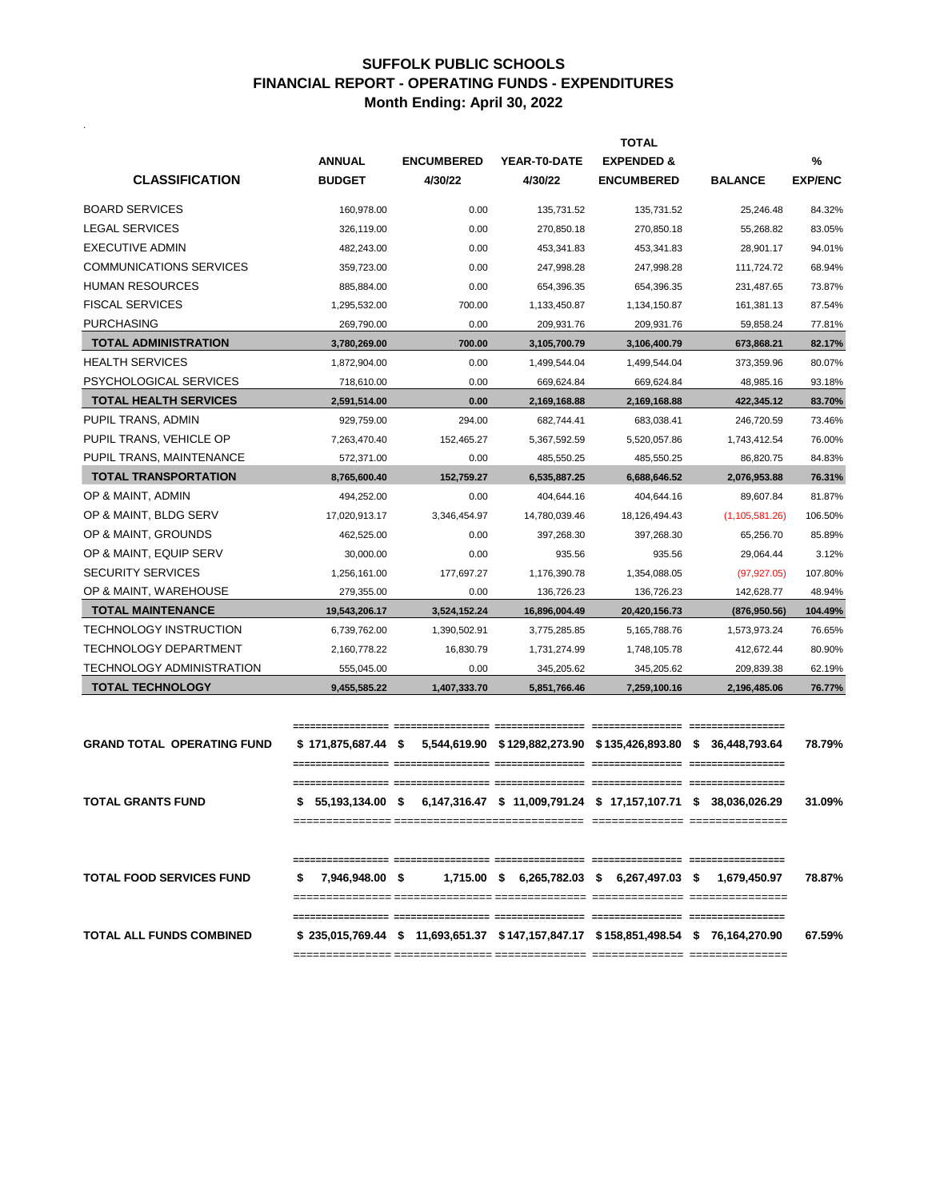# SUFFOLK PUBLIC SCHOOLS
## FINANCIAL REPORT - OPERATING FUNDS - EXPENDITURES
### Month Ending: April 30, 2022

| CLASSIFICATION | ANNUAL BUDGET | ENCUMBERED 4/30/22 | YEAR-T0-DATE 4/30/22 | TOTAL EXPENDED & ENCUMBERED | BALANCE | % EXP/ENC |
|---|---|---|---|---|---|---|
| BOARD SERVICES | 160,978.00 | 0.00 | 135,731.52 | 135,731.52 | 25,246.48 | 84.32% |
| LEGAL SERVICES | 326,119.00 | 0.00 | 270,850.18 | 270,850.18 | 55,268.82 | 83.05% |
| EXECUTIVE ADMIN | 482,243.00 | 0.00 | 453,341.83 | 453,341.83 | 28,901.17 | 94.01% |
| COMMUNICATIONS SERVICES | 359,723.00 | 0.00 | 247,998.28 | 247,998.28 | 111,724.72 | 68.94% |
| HUMAN RESOURCES | 885,884.00 | 0.00 | 654,396.35 | 654,396.35 | 231,487.65 | 73.87% |
| FISCAL SERVICES | 1,295,532.00 | 700.00 | 1,133,450.87 | 1,134,150.87 | 161,381.13 | 87.54% |
| PURCHASING | 269,790.00 | 0.00 | 209,931.76 | 209,931.76 | 59,858.24 | 77.81% |
| **TOTAL ADMINISTRATION** | **3,780,269.00** | **700.00** | **3,105,700.79** | **3,106,400.79** | **673,868.21** | **82.17%** |
| HEALTH SERVICES | 1,872,904.00 | 0.00 | 1,499,544.04 | 1,499,544.04 | 373,359.96 | 80.07% |
| PSYCHOLOGICAL SERVICES | 718,610.00 | 0.00 | 669,624.84 | 669,624.84 | 48,985.16 | 93.18% |
| **TOTAL HEALTH SERVICES** | **2,591,514.00** | **0.00** | **2,169,168.88** | **2,169,168.88** | **422,345.12** | **83.70%** |
| PUPIL TRANS, ADMIN | 929,759.00 | 294.00 | 682,744.41 | 683,038.41 | 246,720.59 | 73.46% |
| PUPIL TRANS, VEHICLE OP | 7,263,470.40 | 152,465.27 | 5,367,592.59 | 5,520,057.86 | 1,743,412.54 | 76.00% |
| PUPIL TRANS, MAINTENANCE | 572,371.00 | 0.00 | 485,550.25 | 485,550.25 | 86,820.75 | 84.83% |
| **TOTAL TRANSPORTATION** | **8,765,600.40** | **152,759.27** | **6,535,887.25** | **6,688,646.52** | **2,076,953.88** | **76.31%** |
| OP & MAINT, ADMIN | 494,252.00 | 0.00 | 404,644.16 | 404,644.16 | 89,607.84 | 81.87% |
| OP & MAINT, BLDG SERV | 17,020,913.17 | 3,346,454.97 | 14,780,039.46 | 18,126,494.43 | (1,105,581.26) | 106.50% |
| OP & MAINT, GROUNDS | 462,525.00 | 0.00 | 397,268.30 | 397,268.30 | 65,256.70 | 85.89% |
| OP & MAINT, EQUIP SERV | 30,000.00 | 0.00 | 935.56 | 935.56 | 29,064.44 | 3.12% |
| SECURITY SERVICES | 1,256,161.00 | 177,697.27 | 1,176,390.78 | 1,354,088.05 | (97,927.05) | 107.80% |
| OP & MAINT, WAREHOUSE | 279,355.00 | 0.00 | 136,726.23 | 136,726.23 | 142,628.77 | 48.94% |
| **TOTAL MAINTENANCE** | **19,543,206.17** | **3,524,152.24** | **16,896,004.49** | **20,420,156.73** | **(876,950.56)** | **104.49%** |
| TECHNOLOGY INSTRUCTION | 6,739,762.00 | 1,390,502.91 | 3,775,285.85 | 5,165,788.76 | 1,573,973.24 | 76.65% |
| TECHNOLOGY DEPARTMENT | 2,160,778.22 | 16,830.79 | 1,731,274.99 | 1,748,105.78 | 412,672.44 | 80.90% |
| TECHNOLOGY ADMINISTRATION | 555,045.00 | 0.00 | 345,205.62 | 345,205.62 | 209,839.38 | 62.19% |
| **TOTAL TECHNOLOGY** | **9,455,585.22** | **1,407,333.70** | **5,851,766.46** | **7,259,100.16** | **2,196,485.06** | **76.77%** |
| **GRAND TOTAL OPERATING FUND** | **$ 171,875,687.44** | **$ 5,544,619.90** | **$ 129,882,273.90** | **$ 135,426,893.80** | **$ 36,448,793.64** | **78.79%** |
| **TOTAL GRANTS FUND** | **$ 55,193,134.00** | **$ 6,147,316.47** | **$ 11,009,791.24** | **$ 17,157,107.71** | **$ 38,036,026.29** | **31.09%** |
| **TOTAL FOOD SERVICES FUND** | **$ 7,946,948.00** | **$ 1,715.00** | **$ 6,265,782.03** | **$ 6,267,497.03** | **$ 1,679,450.97** | **78.87%** |
| **TOTAL ALL FUNDS COMBINED** | **$ 235,015,769.44** | **$ 11,693,651.37** | **$ 147,157,847.17** | **$ 158,851,498.54** | **$ 76,164,270.90** | **67.59%** |